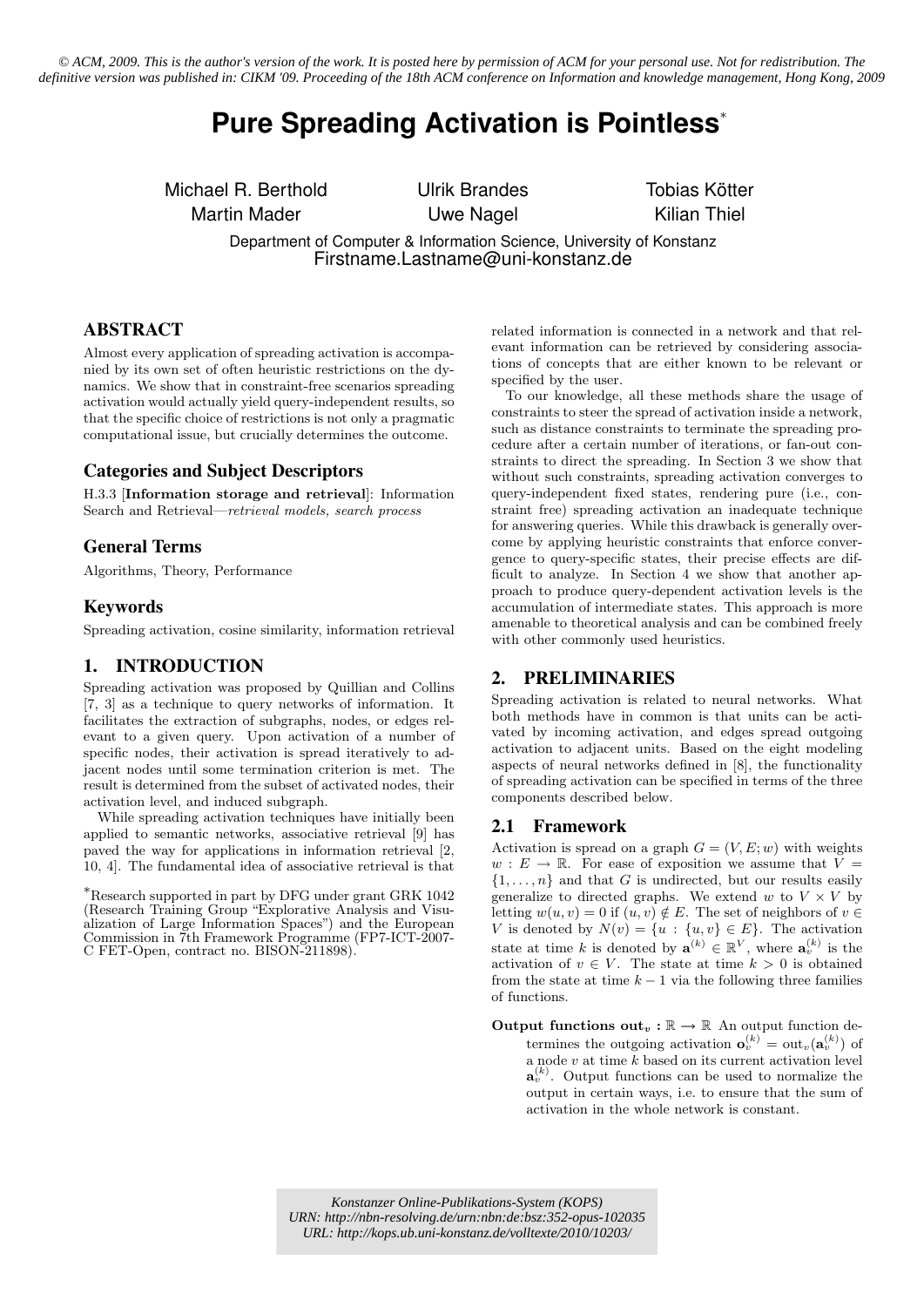*© ACM, 2009. This is the author's version of the work. It is posted here by permission of ACM for your personal use. Not for redistribution. The definitive version was published in: CIKM '09. Proceeding of the 18th ACM conference on Information and knowledge management, Hong Kong, 2009*

# Pure Spreading Activation is Pointless*

Michael R. Berthold, Ulrik Brandes, Tobias Kötter, Martin Mader, Uwe Nagel, Kilian Thiel

Department of Computer & Information Science, University of Konstanz
Firstname.Lastname@uni-konstanz.de

## ABSTRACT

Almost every application of spreading activation is accompanied by its own set of often heuristic restrictions on the dynamics. We show that in constraint-free scenarios spreading activation would actually yield query-independent results, so that the specific choice of restrictions is not only a pragmatic computational issue, but crucially determines the outcome.

## Categories and Subject Descriptors

H.3.3 [**Information storage and retrieval**]: Information Search and Retrieval—*retrieval models, search process*

## General Terms

Algorithms, Theory, Performance

## Keywords

Spreading activation, cosine similarity, information retrieval

## 1. INTRODUCTION

Spreading activation was proposed by Quillian and Collins [7, 3] as a technique to query networks of information. It facilitates the extraction of subgraphs, nodes, or edges relevant to a given query. Upon activation of a number of specific nodes, their activation is spread iteratively to adjacent nodes until some termination criterion is met. The result is determined from the subset of activated nodes, their activation level, and induced subgraph.

While spreading activation techniques have initially been applied to semantic networks, associative retrieval [9] has paved the way for applications in information retrieval [2, 10, 4]. The fundamental idea of associative retrieval is that related information is connected in a network and that relevant information can be retrieved by considering associations of concepts that are either known to be relevant or specified by the user.

To our knowledge, all these methods share the usage of constraints to steer the spread of activation inside a network, such as distance constraints to terminate the spreading procedure after a certain number of iterations, or fan-out constraints to direct the spreading. In Section 3 we show that without such constraints, spreading activation converges to query-independent fixed states, rendering pure (i.e., constraint free) spreading activation an inadequate technique for answering queries. While this drawback is generally overcome by applying heuristic constraints that enforce convergence to query-specific states, their precise effects are difficult to analyze. In Section 4 we show that another approach to produce query-dependent activation levels is the accumulation of intermediate states. This approach is more amenable to theoretical analysis and can be combined freely with other commonly used heuristics.

*Research supported in part by DFG under grant GRK 1042 (Research Training Group "Explorative Analysis and Visualization of Large Information Spaces") and the European Commission in 7th Framework Programme (FP7-ICT-2007-C FET-Open, contract no. BISON-211898).

## 2. PRELIMINARIES

Spreading activation is related to neural networks. What both methods have in common is that units can be activated by incoming activation, and edges spread outgoing activation to adjacent units. Based on the eight modeling aspects of neural networks defined in [8], the functionality of spreading activation can be specified in terms of the three components described below.

### 2.1 Framework

Activation is spread on a graph $G = (V, E; w)$ with weights $w : E \to \mathbb{R}$. For ease of exposition we assume that $V = \{1, \ldots, n\}$ and that $G$ is undirected, but our results easily generalize to directed graphs. We extend $w$ to $V \times V$ by letting $w(u, v) = 0$ if $(u, v) \notin E$. The set of neighbors of $v \in V$ is denoted by $N(v) = \{u : \{u, v\} \in E\}$. The activation state at time $k$ is denoted by $\mathbf{a}^{(k)} \in \mathbb{R}^V$, where $\mathbf{a}_v^{(k)}$ is the activation of $v \in V$. The state at time $k > 0$ is obtained from the state at time $k - 1$ via the following three families of functions.

**Output functions $\text{out}_v : \mathbb{R} \to \mathbb{R}$** An output function determines the outgoing activation $\mathbf{o}_v^{(k)} = \text{out}_v(\mathbf{a}_v^{(k)})$ of a node $v$ at time $k$ based on its current activation level $\mathbf{a}_v^{(k)}$. Output functions can be used to normalize the output in certain ways, i.e. to ensure that the sum of activation in the whole network is constant.

*Konstanzer Online-Publikations-System (KOPS)*
*URN: http://nbn-resolving.de/urn:nbn:de:bsz:352-opus-102035*
*URL: http://kops.ub.uni-konstanz.de/volltexte/2010/10203/*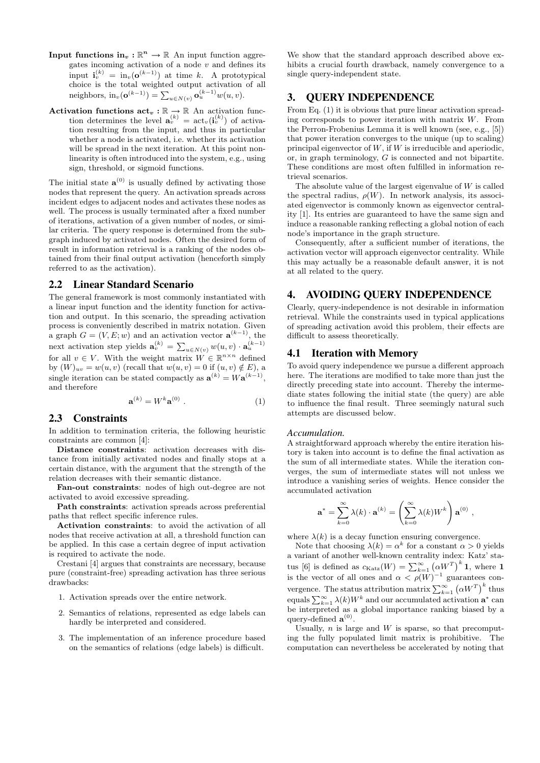**Input functions $\text{in}_v : \mathbb{R}^n \to \mathbb{R}$** An input function aggregates incoming activation of a node $v$ and defines its input $\mathbf{i}_v^{(k)} = \text{in}_v(\mathbf{o}^{(k-1)})$ at time $k$. A prototypical choice is the total weighted output activation of all neighbors, $\text{in}_v(\mathbf{o}^{(k-1)}) = \sum_{u \in N(v)} \mathbf{o}_u^{(k-1)} w(u,v)$.

**Activation functions $\text{act}_v : \mathbb{R} \to \mathbb{R}$** An activation function determines the level $\mathbf{a}_v^{(k)} = \text{act}_v(\mathbf{i}_v^{(k)})$ of activation resulting from the input, and thus in particular whether a node is activated, i.e. whether its activation will be spread in the next iteration. At this point nonlinearity is often introduced into the system, e.g., using sign, threshold, or sigmoid functions.

The initial state $\mathbf{a}^{(0)}$ is usually defined by activating those nodes that represent the query. An activation spreads across incident edges to adjacent nodes and activates these nodes as well. The process is usually terminated after a fixed number of iterations, activation of a given number of nodes, or similar criteria. The query response is determined from the subgraph induced by activated nodes. Often the desired form of result in information retrieval is a ranking of the nodes obtained from their final output activation (henceforth simply referred to as the activation).

## 2.2 Linear Standard Scenario

The general framework is most commonly instantiated with a linear input function and the identity function for activation and output. In this scenario, the spreading activation process is conveniently described in matrix notation. Given a graph $G = (V, E; w)$ and an activation vector $\mathbf{a}^{(k-1)}$, the next activation step yields $\mathbf{a}_v^{(k)} = \sum_{u \in N(v)} w(u,v) \cdot \mathbf{a}_u^{(k-1)}$ for all $v \in V$. With the weight matrix $W \in \mathbb{R}^{n \times n}$ defined by $(W)_{uv} = w(u,v)$ (recall that $w(u,v) = 0$ if $(u,v) \notin E$), a single iteration can be stated compactly as $\mathbf{a}^{(k)} = W\mathbf{a}^{(k-1)}$, and therefore

$$\mathbf{a}^{(k)} = W^k \mathbf{a}^{(0)} \; . \tag{1}$$

## 2.3 Constraints

In addition to termination criteria, the following heuristic constraints are common [4]:

**Distance constraints**: activation decreases with distance from initially activated nodes and finally stops at a certain distance, with the argument that the strength of the relation decreases with their semantic distance.

**Fan-out constraints**: nodes of high out-degree are not activated to avoid excessive spreading.

**Path constraints**: activation spreads across preferential paths that reflect specific inference rules.

**Activation constraints**: to avoid the activation of all nodes that receive activation at all, a threshold function can be applied. In this case a certain degree of input activation is required to activate the node.

Crestani [4] argues that constraints are necessary, because pure (constraint-free) spreading activation has three serious drawbacks:

1. Activation spreads over the entire network.
2. Semantics of relations, represented as edge labels can hardly be interpreted and considered.
3. The implementation of an inference procedure based on the semantics of relations (edge labels) is difficult.

We show that the standard approach described above exhibits a crucial fourth drawback, namely convergence to a single query-independent state.

# 3. QUERY INDEPENDENCE

From Eq. (1) it is obvious that pure linear activation spreading corresponds to power iteration with matrix $W$. From the Perron-Frobenius Lemma it is well known (see, e.g., [5]) that power iteration converges to the unique (up to scaling) principal eigenvector of $W$, if $W$ is irreducible and aperiodic, or, in graph terminology, $G$ is connected and not bipartite. These conditions are most often fulfilled in information retrieval scenarios.

The absolute value of the largest eigenvalue of $W$ is called the spectral radius, $\rho(W)$. In network analysis, its associated eigenvector is commonly known as eigenvector centrality [1]. Its entries are guaranteed to have the same sign and induce a reasonable ranking reflecting a global notion of each node's importance in the graph structure.

Consequently, after a sufficient number of iterations, the activation vector will approach eigenvector centrality. While this may actually be a reasonable default answer, it is not at all related to the query.

# 4. AVOIDING QUERY INDEPENDENCE

Clearly, query-independence is not desirable in information retrieval. While the constraints used in typical applications of spreading activation avoid this problem, their effects are difficult to assess theoretically.

## 4.1 Iteration with Memory

To avoid query independence we pursue a different approach here. The iterations are modified to take more than just the directly preceding state into account. Thereby the intermediate states following the initial state (the query) are able to influence the final result. Three seemingly natural such attempts are discussed below.

### *Accumulation.*

A straightforward approach whereby the entire iteration history is taken into account is to define the final activation as the sum of all intermediate states. While the iteration converges, the sum of intermediate states will not unless we introduce a vanishing series of weights. Hence consider the accumulated activation

$$\mathbf{a}^* = \sum_{k=0}^{\infty} \lambda(k) \cdot \mathbf{a}^{(k)} = \left( \sum_{k=0}^{\infty} \lambda(k) W^k \right) \mathbf{a}^{(0)} \; ,$$

where $\lambda(k)$ is a decay function ensuring convergence.

Note that choosing $\lambda(k) = \alpha^k$ for a constant $\alpha > 0$ yields a variant of another well-known centrality index: Katz' status [6] is defined as $c_{\text{Katz}}(W) = \sum_{k=1}^{\infty} \left(\alpha W^T\right)^k \mathbf{1}$, where $\mathbf{1}$ is the vector of all ones and $\alpha < \rho(W)^{-1}$ guarantees convergence. The status attribution matrix $\sum_{k=1}^{\infty} \left(\alpha W^T\right)^k$ thus equals $\sum_{k=1}^{\infty} \lambda(k) W^k$ and our accumulated activation $\mathbf{a}^*$ can be interpreted as a global importance ranking biased by a query-defined $\mathbf{a}^{(0)}$.

Usually, $n$ is large and $W$ is sparse, so that precomputing the fully populated limit matrix is prohibitive. The computation can nevertheless be accelerated by noting that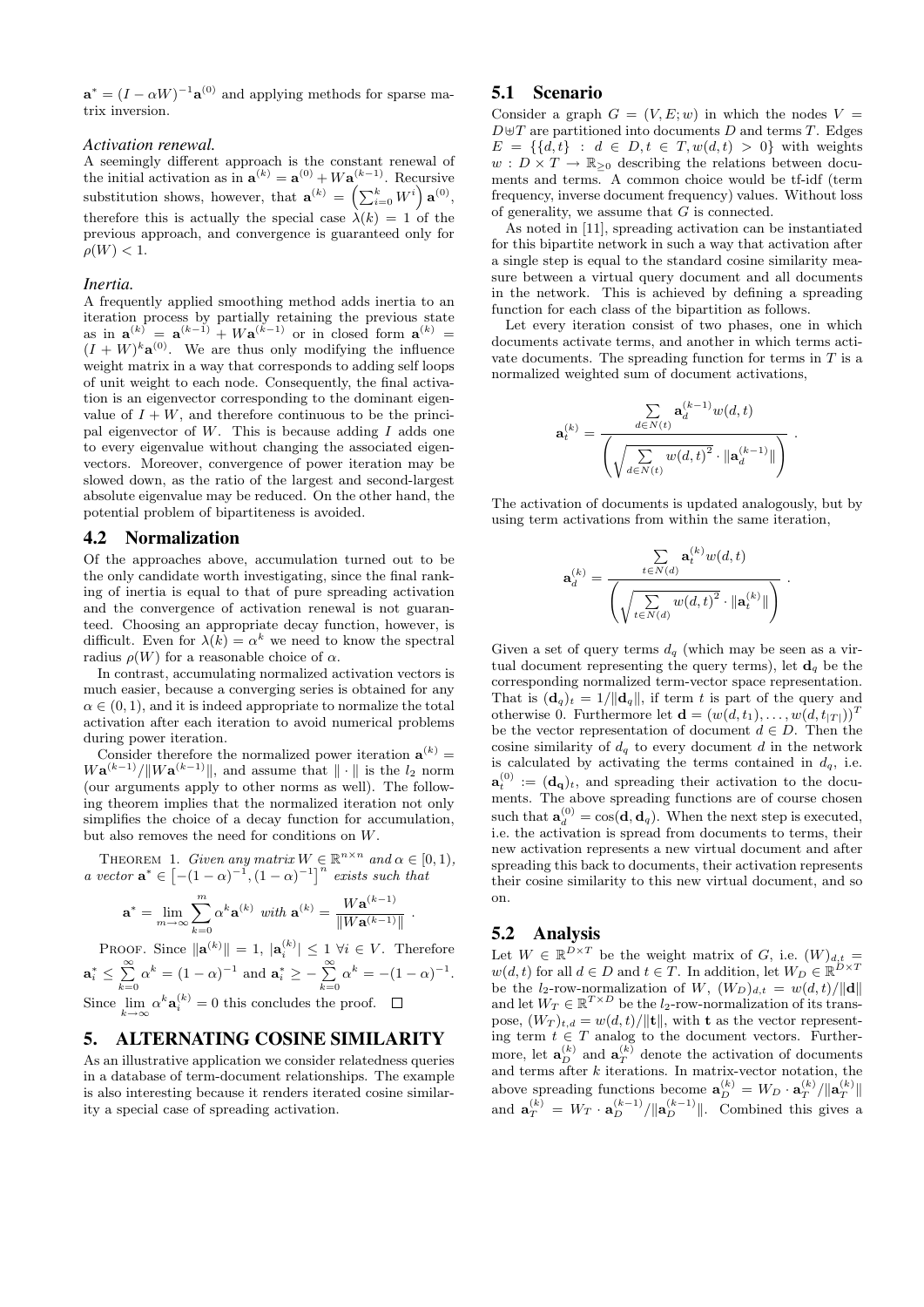$\mathbf{a}^* = (I - \alpha W)^{-1}\mathbf{a}^{(0)}$ and applying methods for sparse matrix inversion.

#### *Activation renewal.*

A seemingly different approach is the constant renewal of the initial activation as in $\mathbf{a}^{(k)} = \mathbf{a}^{(0)} + W\mathbf{a}^{(k-1)}$. Recursive substitution shows, however, that $\mathbf{a}^{(k)} = \left(\sum_{i=0}^{k} W^i\right)\mathbf{a}^{(0)}$, therefore this is actually the special case $\lambda(k) = 1$ of the previous approach, and convergence is guaranteed only for $\rho(W) < 1$.

#### *Inertia.*

A frequently applied smoothing method adds inertia to an iteration process by partially retaining the previous state as in $\mathbf{a}^{(k)} = \mathbf{a}^{(k-1)} + W\mathbf{a}^{(k-1)}$ or in closed form $\mathbf{a}^{(k)} = (I + W)^k\mathbf{a}^{(0)}$. We are thus only modifying the influence weight matrix in a way that corresponds to adding self loops of unit weight to each node. Consequently, the final activation is an eigenvector corresponding to the dominant eigenvalue of $I + W$, and therefore continuous to be the principal eigenvector of $W$. This is because adding $I$ adds one to every eigenvalue without changing the associated eigenvectors. Moreover, convergence of power iteration may be slowed down, as the ratio of the largest and second-largest absolute eigenvalue may be reduced. On the other hand, the potential problem of bipartiteness is avoided.

### 4.2 Normalization

Of the approaches above, accumulation turned out to be the only candidate worth investigating, since the final ranking of inertia is equal to that of pure spreading activation and the convergence of activation renewal is not guaranteed. Choosing an appropriate decay function, however, is difficult. Even for $\lambda(k) = \alpha^k$ we need to know the spectral radius $\rho(W)$ for a reasonable choice of $\alpha$.

In contrast, accumulating normalized activation vectors is much easier, because a converging series is obtained for any $\alpha \in (0, 1)$, and it is indeed appropriate to normalize the total activation after each iteration to avoid numerical problems during power iteration.

Consider therefore the normalized power iteration $\mathbf{a}^{(k)} = W\mathbf{a}^{(k-1)}/\|W\mathbf{a}^{(k-1)}\|$, and assume that $\|\cdot\|$ is the $l_2$ norm (our arguments apply to other norms as well). The following theorem implies that the normalized iteration not only simplifies the choice of a decay function for accumulation, but also removes the need for conditions on $W$.

THEOREM 1. *Given any matrix $W \in \mathbb{R}^{n \times n}$ and $\alpha \in [0, 1)$, a vector $\mathbf{a}^* \in \left[-(1-\alpha)^{-1}, (1-\alpha)^{-1}\right]^n$ exists such that*

$$\mathbf{a}^* = \lim_{m \to \infty} \sum_{k=0}^{m} \alpha^k \mathbf{a}^{(k)} \text{ with } \mathbf{a}^{(k)} = \frac{W\mathbf{a}^{(k-1)}}{\|W\mathbf{a}^{(k-1)}\|} .$$

PROOF. Since $\|\mathbf{a}^{(k)}\| = 1$, $|\mathbf{a}_i^{(k)}| \leq 1 \; \forall i \in V$. Therefore $\mathbf{a}_i^* \leq \sum_{k=0}^{\infty} \alpha^k = (1-\alpha)^{-1}$ and $\mathbf{a}_i^* \geq -\sum_{k=0}^{\infty} \alpha^k = -(1-\alpha)^{-1}$. Since $\lim_{k \to \infty} \alpha^k \mathbf{a}_i^{(k)} = 0$ this concludes the proof. $\square$

## 5. ALTERNATING COSINE SIMILARITY

As an illustrative application we consider relatedness queries in a database of term-document relationships. The example is also interesting because it renders iterated cosine similarity a special case of spreading activation.

### 5.1 Scenario

Consider a graph $G = (V, E; w)$ in which the nodes $V = D \uplus T$ are partitioned into documents $D$ and terms $T$. Edges $E = \{\{d, t\} : d \in D, t \in T, w(d, t) > 0\}$ with weights $w : D \times T \to \mathbb{R}_{\geq 0}$ describing the relations between documents and terms. A common choice would be tf-idf (term frequency, inverse document frequency) values. Without loss of generality, we assume that $G$ is connected.

As noted in [11], spreading activation can be instantiated for this bipartite network in such a way that activation after a single step is equal to the standard cosine similarity measure between a virtual query document and all documents in the network. This is achieved by defining a spreading function for each class of the bipartition as follows.

Let every iteration consist of two phases, one in which documents activate terms, and another in which terms activate documents. The spreading function for terms in $T$ is a normalized weighted sum of document activations,

$$\mathbf{a}_t^{(k)} = \frac{\sum\limits_{d \in N(t)} \mathbf{a}_d^{(k-1)} w(d, t)}{\left(\sqrt{\sum\limits_{d \in N(t)} w(d, t)^2} \cdot \|\mathbf{a}_d^{(k-1)}\|\right)} .$$

The activation of documents is updated analogously, but by using term activations from within the same iteration,

$$\mathbf{a}_d^{(k)} = \frac{\sum\limits_{t \in N(d)} \mathbf{a}_t^{(k)} w(d, t)}{\left(\sqrt{\sum\limits_{t \in N(d)} w(d, t)^2} \cdot \|\mathbf{a}_t^{(k)}\|\right)} .$$

Given a set of query terms $d_q$ (which may be seen as a virtual document representing the query terms), let $\mathbf{d}_q$ be the corresponding normalized term-vector space representation. That is $(\mathbf{d}_q)_t = 1/\|\mathbf{d}_q\|$, if term $t$ is part of the query and otherwise 0. Furthermore let $\mathbf{d} = (w(d, t_1), \ldots, w(d, t_{|T|}))^T$ be the vector representation of document $d \in D$. Then the cosine similarity of $d_q$ to every document $d$ in the network is calculated by activating the terms contained in $d_q$, i.e. $\mathbf{a}_t^{(0)} := (\mathbf{d}_\mathbf{q})_t$, and spreading their activation to the documents. The above spreading functions are of course chosen such that $\mathbf{a}_d^{(0)} = \cos(\mathbf{d}, \mathbf{d}_q)$. When the next step is executed, i.e. the activation is spread from documents to terms, their new activation represents a new virtual document and after spreading this back to documents, their activation represents their cosine similarity to this new virtual document, and so on.

### 5.2 Analysis

Let $W \in \mathbb{R}^{D \times T}$ be the weight matrix of $G$, i.e. $(W)_{d,t} = w(d, t)$ for all $d \in D$ and $t \in T$. In addition, let $W_D \in \mathbb{R}^{D \times T}$ be the $l_2$-row-normalization of $W$, $(W_D)_{d,t} = w(d, t)/\|\mathbf{d}\|$ and let $W_T \in \mathbb{R}^{T \times D}$ be the $l_2$-row-normalization of its transpose, $(W_T)_{t,d} = w(d, t)/\|\mathbf{t}\|$, with $\mathbf{t}$ as the vector representing term $t \in T$ analog to the document vectors. Furthermore, let $\mathbf{a}_D^{(k)}$ and $\mathbf{a}_T^{(k)}$ denote the activation of documents and terms after $k$ iterations. In matrix-vector notation, the above spreading functions become $\mathbf{a}_D^{(k)} = W_D \cdot \mathbf{a}_T^{(k)}/\|\mathbf{a}_T^{(k)}\|$ and $\mathbf{a}_T^{(k)} = W_T \cdot \mathbf{a}_D^{(k-1)}/\|\mathbf{a}_D^{(k-1)}\|$. Combined this gives a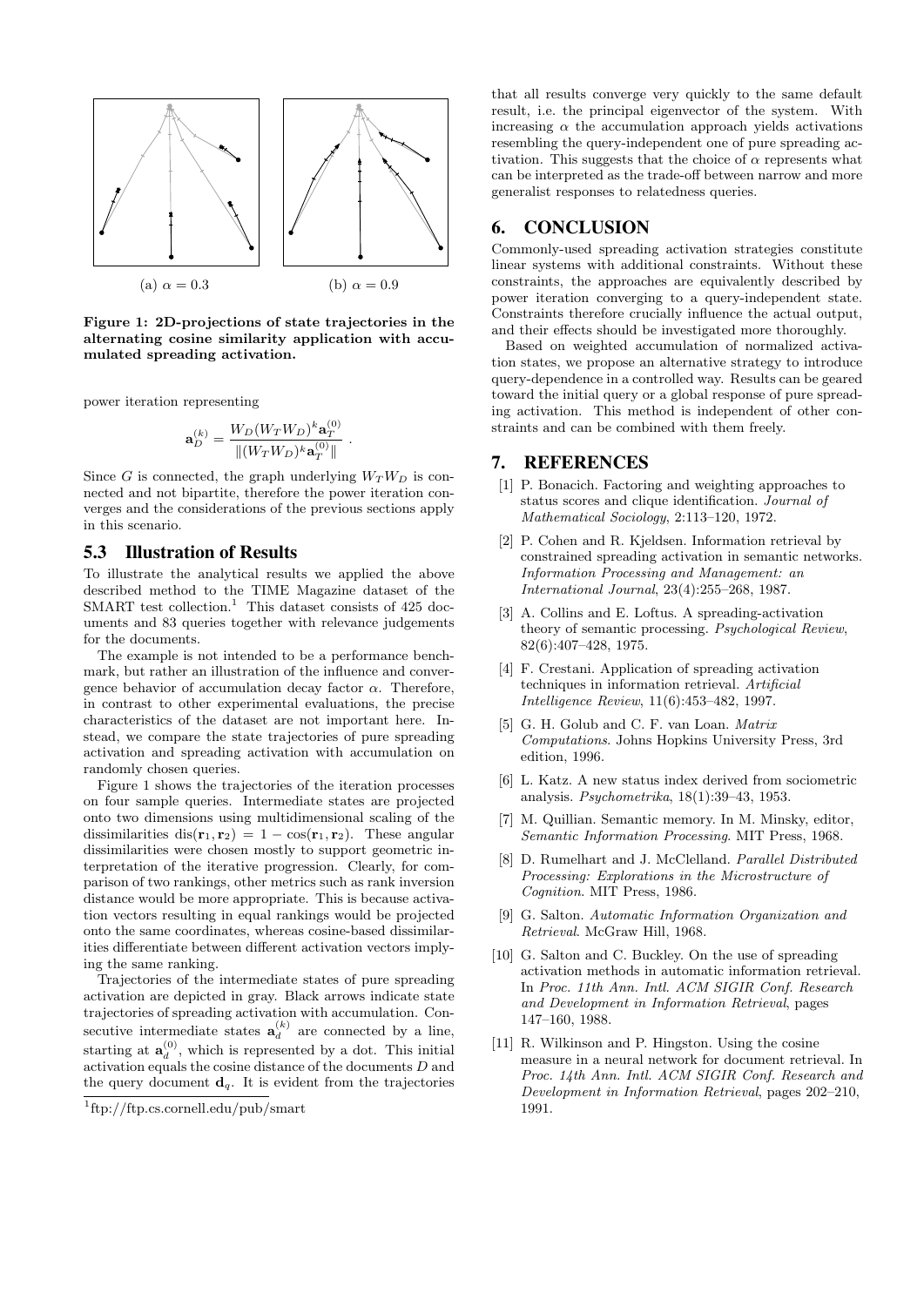(a) $\alpha = 0.3$

(b) $\alpha = 0.9$

**Figure 1: 2D-projections of state trajectories in the alternating cosine similarity application with accumulated spreading activation.**

power iteration representing

$$\mathbf{a}_D^{(k)} = \frac{W_D (W_T W_D)^k \mathbf{a}_T^{(0)}}{\|(W_T W_D)^k \mathbf{a}_T^{(0)}\|} \ .$$

Since $G$ is connected, the graph underlying $W_T W_D$ is connected and not bipartite, therefore the power iteration converges and the considerations of the previous sections apply in this scenario.

### 5.3 Illustration of Results

To illustrate the analytical results we applied the above described method to the TIME Magazine dataset of the SMART test collection.[1] This dataset consists of 425 documents and 83 queries together with relevance judgements for the documents.

The example is not intended to be a performance benchmark, but rather an illustration of the influence and convergence behavior of accumulation decay factor $\alpha$. Therefore, in contrast to other experimental evaluations, the precise characteristics of the dataset are not important here. Instead, we compare the state trajectories of pure spreading activation and spreading activation with accumulation on randomly chosen queries.

Figure 1 shows the trajectories of the iteration processes on four sample queries. Intermediate states are projected onto two dimensions using multidimensional scaling of the dissimilarities $\text{dis}(\mathbf{r}_1, \mathbf{r}_2) = 1 - \cos(\mathbf{r}_1, \mathbf{r}_2)$. These angular dissimilarities were chosen mostly to support geometric interpretation of the iterative progression. Clearly, for comparison of two rankings, other metrics such as rank inversion distance would be more appropriate. This is because activation vectors resulting in equal rankings would be projected onto the same coordinates, whereas cosine-based dissimilarities differentiate between different activation vectors implying the same ranking.

Trajectories of the intermediate states of pure spreading activation are depicted in gray. Black arrows indicate state trajectories of spreading activation with accumulation. Consecutive intermediate states $\mathbf{a}_d^{(k)}$ are connected by a line, starting at $\mathbf{a}_d^{(0)}$, which is represented by a dot. This initial activation equals the cosine distance of the documents $D$ and the query document $\mathbf{d}_q$. It is evident from the trajectories that all results converge very quickly to the same default result, i.e. the principal eigenvector of the system. With increasing $\alpha$ the accumulation approach yields activations resembling the query-independent one of pure spreading activation. This suggests that the choice of $\alpha$ represents what can be interpreted as the trade-off between narrow and more generalist responses to relatedness queries.

[1] ftp://ftp.cs.cornell.edu/pub/smart

## 6. CONCLUSION

Commonly-used spreading activation strategies constitute linear systems with additional constraints. Without these constraints, the approaches are equivalently described by power iteration converging to a query-independent state. Constraints therefore crucially influence the actual output, and their effects should be investigated more thoroughly.

Based on weighted accumulation of normalized activation states, we propose an alternative strategy to introduce query-dependence in a controlled way. Results can be geared toward the initial query or a global response of pure spreading activation. This method is independent of other constraints and can be combined with them freely.

## 7. REFERENCES

[1] P. Bonacich. Factoring and weighting approaches to status scores and clique identification. *Journal of Mathematical Sociology*, 2:113–120, 1972.

[2] P. Cohen and R. Kjeldsen. Information retrieval by constrained spreading activation in semantic networks. *Information Processing and Management: an International Journal*, 23(4):255–268, 1987.

[3] A. Collins and E. Loftus. A spreading-activation theory of semantic processing. *Psychological Review*, 82(6):407–428, 1975.

[4] F. Crestani. Application of spreading activation techniques in information retrieval. *Artificial Intelligence Review*, 11(6):453–482, 1997.

[5] G. H. Golub and C. F. van Loan. *Matrix Computations*. Johns Hopkins University Press, 3rd edition, 1996.

[6] L. Katz. A new status index derived from sociometric analysis. *Psychometrika*, 18(1):39–43, 1953.

[7] M. Quillian. Semantic memory. In M. Minsky, editor, *Semantic Information Processing*. MIT Press, 1968.

[8] D. Rumelhart and J. McClelland. *Parallel Distributed Processing: Explorations in the Microstructure of Cognition*. MIT Press, 1986.

[9] G. Salton. *Automatic Information Organization and Retrieval*. McGraw Hill, 1968.

[10] G. Salton and C. Buckley. On the use of spreading activation methods in automatic information retrieval. In *Proc. 11th Ann. Intl. ACM SIGIR Conf. Research and Development in Information Retrieval*, pages 147–160, 1988.

[11] R. Wilkinson and P. Hingston. Using the cosine measure in a neural network for document retrieval. In *Proc. 14th Ann. Intl. ACM SIGIR Conf. Research and Development in Information Retrieval*, pages 202–210, 1991.